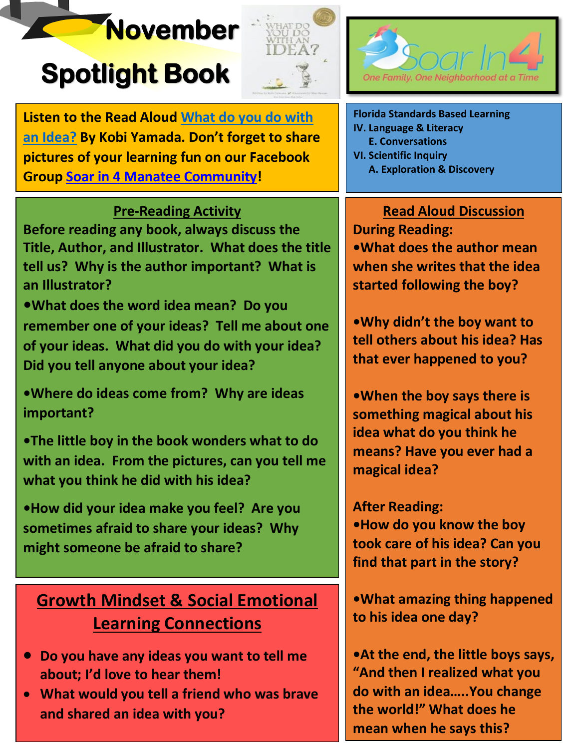# November Spotlight Book

Soar In 4

One Family, One Neighborhood at a Time

**Listen to the Read Aloud What do you do with an Idea? By Kobi Yamada. Don't forget to share pictures of your learning fun on our Facebook Group Soar in 4 Manatee Community!**

**Florida Standards Based Learning**
**IV. Language & Literacy**
**E. Conversations**
**VI. Scientific Inquiry**
**A. Exploration & Discovery**

## Pre-Reading Activity

**Before reading any book, always discuss the Title, Author, and Illustrator. What does the title tell us? Why is the author important? What is an Illustrator?**

- **What does the word idea mean? Do you remember one of your ideas? Tell me about one of your ideas. What did you do with your idea? Did you tell anyone about your idea?**
- **Where do ideas come from? Why are ideas important?**
- **The little boy in the book wonders what to do with an idea. From the pictures, can you tell me what you think he did with his idea?**
- **How did your idea make you feel? Are you sometimes afraid to share your ideas? Why might someone be afraid to share?**

## Growth Mindset & Social Emotional Learning Connections

- **Do you have any ideas you want to tell me about; I'd love to hear them!**
- **What would you tell a friend who was brave and shared an idea with you?**

## Read Aloud Discussion

**During Reading:**

- **What does the author mean when she writes that the idea started following the boy?**
- **Why didn't the boy want to tell others about his idea? Has that ever happened to you?**
- **When the boy says there is something magical about his idea what do you think he means? Have you ever had a magical idea?**

**After Reading:**

- **How do you know the boy took care of his idea? Can you find that part in the story?**
- **What amazing thing happened to his idea one day?**
- **At the end, the little boys says, "And then I realized what you do with an idea…..You change the world!" What does he mean when he says this?**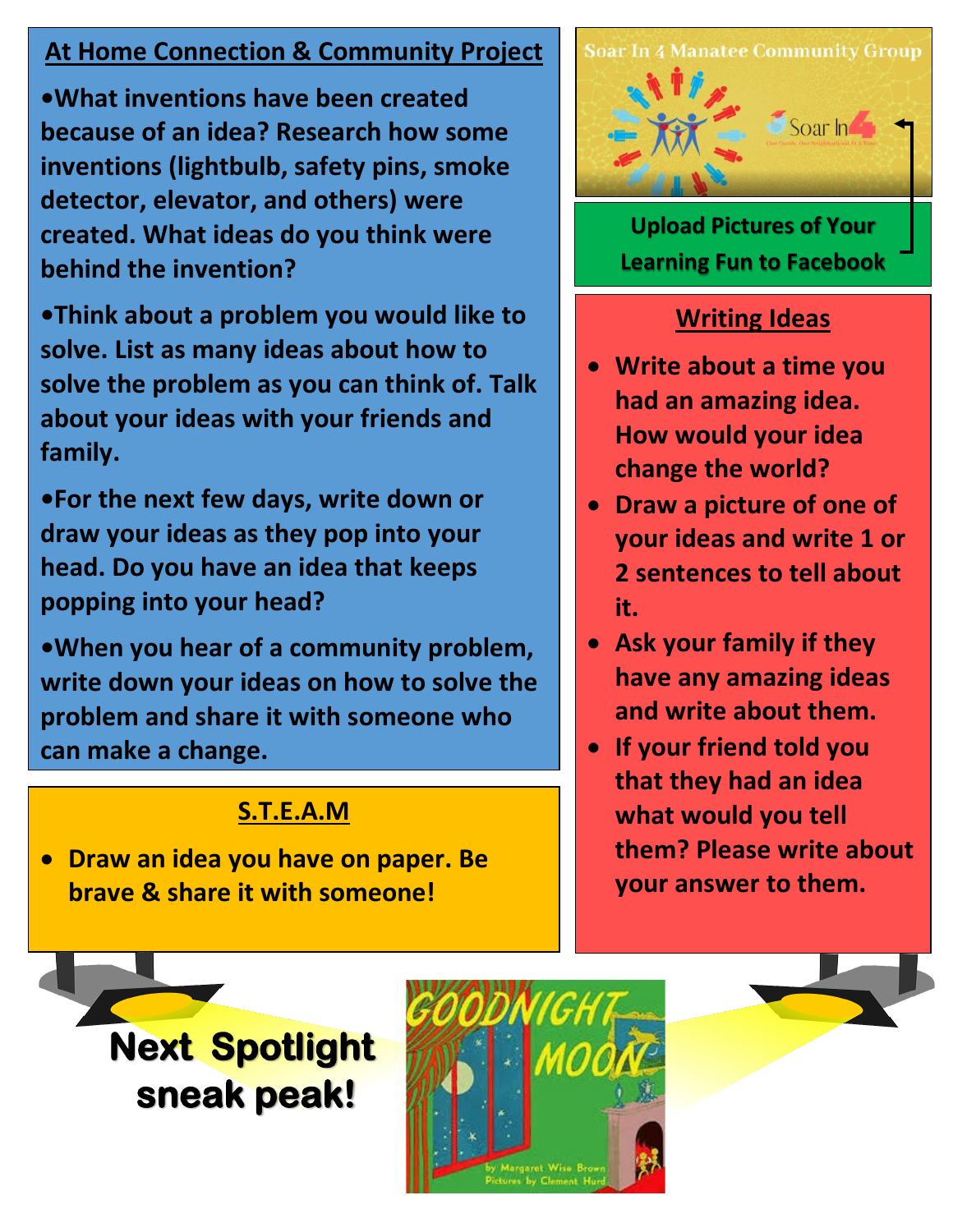## At Home Connection & Community Project

- What inventions have been created because of an idea? Research how some inventions (lightbulb, safety pins, smoke detector, elevator, and others) were created. What ideas do you think were behind the invention?
- Think about a problem you would like to solve. List as many ideas about how to solve the problem as you can think of. Talk about your ideas with your friends and family.
- For the next few days, write down or draw your ideas as they pop into your head. Do you have an idea that keeps popping into your head?
- When you hear of a community problem, write down your ideas on how to solve the problem and share it with someone who can make a change.

## S.T.E.A.M

- Draw an idea you have on paper. Be brave & share it with someone!

Soar In 4 Manatee Community Group

Soar In 4

**Upload Pictures of Your Learning Fun to Facebook**

## Writing Ideas

- Write about a time you had an amazing idea. How would your idea change the world?
- Draw a picture of one of your ideas and write 1 or 2 sentences to tell about it.
- Ask your family if they have any amazing ideas and write about them.
- If your friend told you that they had an idea what would you tell them? Please write about your answer to them.

**Next Spotlight sneak peak!**

GOODNIGHT MOON

by Margaret Wise Brown
Pictures by Clement Hurd